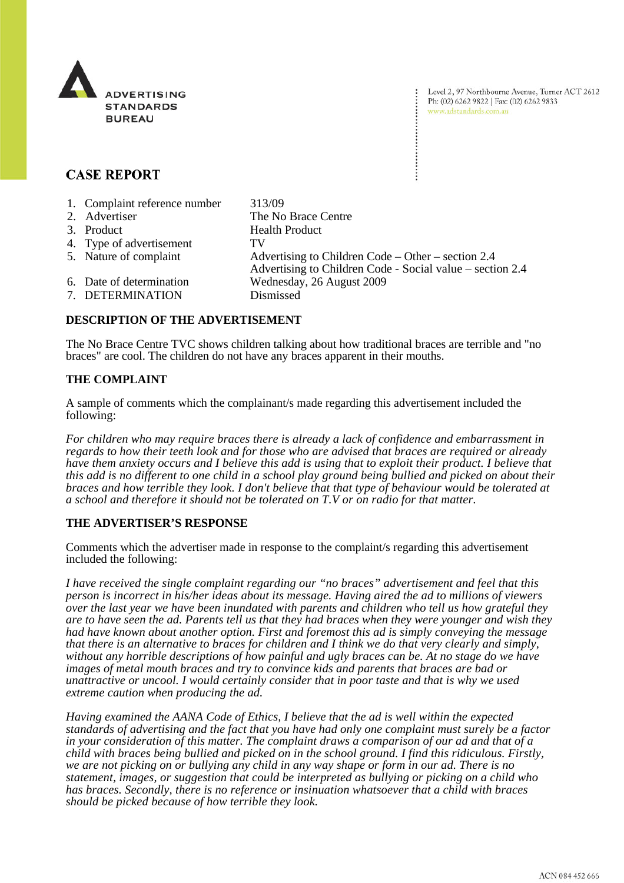ADVERTISING STANDARDS BUREAU

Level 2, 97 Northbourne Avenue, Turner ACT 2612
Ph: (02) 6262 9822 | Fax: (02) 6262 9833
www.adstandards.com.au

# CASE REPORT

| | | |
|---|---|---|
| 1. | Complaint reference number | 313/09 |
| 2. | Advertiser | The No Brace Centre |
| 3. | Product | Health Product |
| 4. | Type of advertisement | TV |
| 5. | Nature of complaint | Advertising to Children Code – Other – section 2.4<br>Advertising to Children Code - Social value – section 2.4 |
| 6. | Date of determination | Wednesday, 26 August 2009 |
| 7. | DETERMINATION | Dismissed |

## DESCRIPTION OF THE ADVERTISEMENT

The No Brace Centre TVC shows children talking about how traditional braces are terrible and "no braces" are cool. The children do not have any braces apparent in their mouths.

## THE COMPLAINT

A sample of comments which the complainant/s made regarding this advertisement included the following:

*For children who may require braces there is already a lack of confidence and embarrassment in regards to how their teeth look and for those who are advised that braces are required or already have them anxiety occurs and I believe this add is using that to exploit their product. I believe that this add is no different to one child in a school play ground being bullied and picked on about their braces and how terrible they look. I don't believe that that type of behaviour would be tolerated at a school and therefore it should not be tolerated on T.V or on radio for that matter.*

## THE ADVERTISER'S RESPONSE

Comments which the advertiser made in response to the complaint/s regarding this advertisement included the following:

*I have received the single complaint regarding our "no braces" advertisement and feel that this person is incorrect in his/her ideas about its message. Having aired the ad to millions of viewers over the last year we have been inundated with parents and children who tell us how grateful they are to have seen the ad. Parents tell us that they had braces when they were younger and wish they had have known about another option. First and foremost this ad is simply conveying the message that there is an alternative to braces for children and I think we do that very clearly and simply, without any horrible descriptions of how painful and ugly braces can be. At no stage do we have images of metal mouth braces and try to convince kids and parents that braces are bad or unattractive or uncool. I would certainly consider that in poor taste and that is why we used extreme caution when producing the ad.*

*Having examined the AANA Code of Ethics, I believe that the ad is well within the expected standards of advertising and the fact that you have had only one complaint must surely be a factor in your consideration of this matter. The complaint draws a comparison of our ad and that of a child with braces being bullied and picked on in the school ground. I find this ridiculous. Firstly, we are not picking on or bullying any child in any way shape or form in our ad. There is no statement, images, or suggestion that could be interpreted as bullying or picking on a child who has braces. Secondly, there is no reference or insinuation whatsoever that a child with braces should be picked because of how terrible they look.*

ACN 084 452 666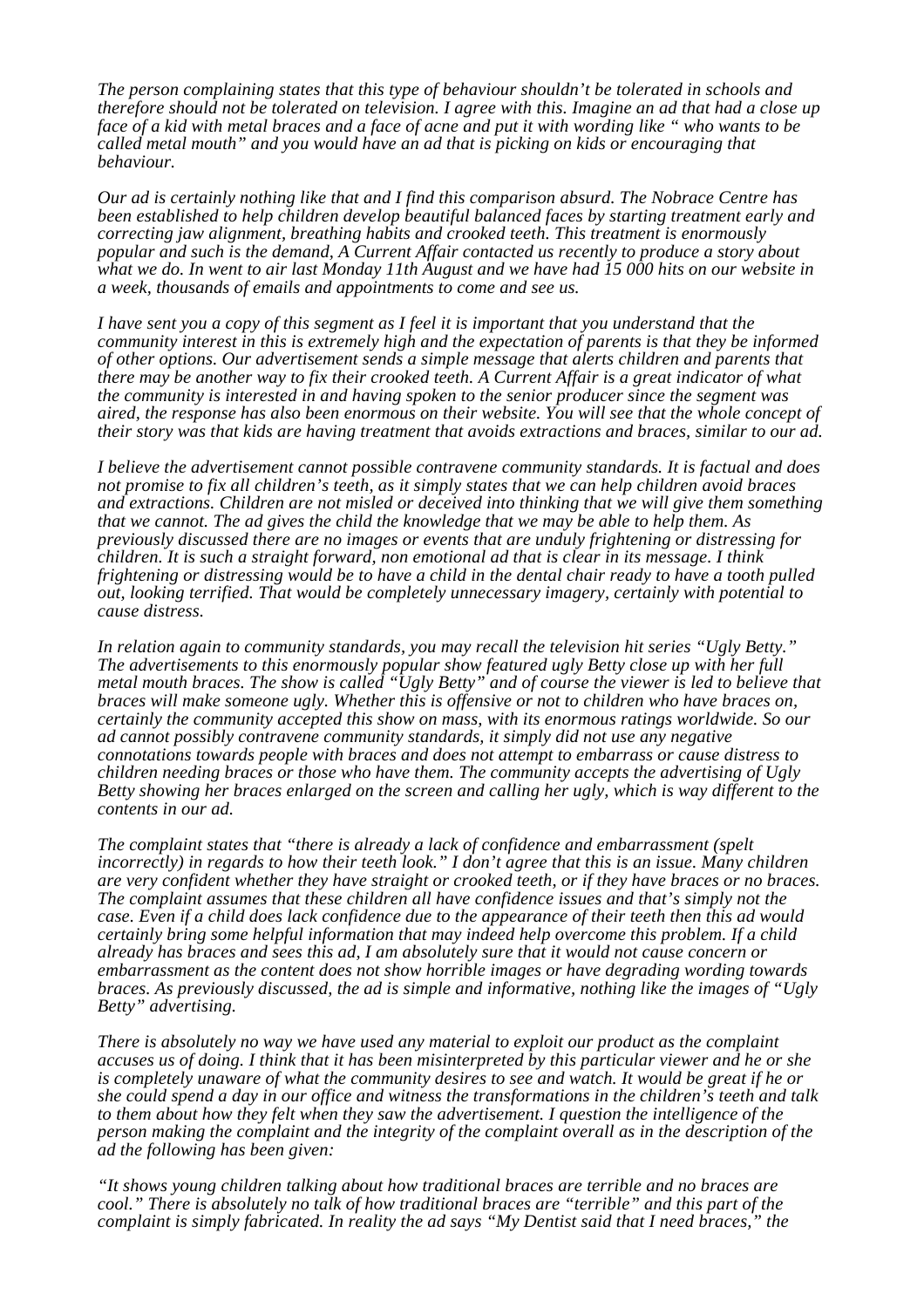*The person complaining states that this type of behaviour shouldn't be tolerated in schools and therefore should not be tolerated on television. I agree with this. Imagine an ad that had a close up face of a kid with metal braces and a face of acne and put it with wording like " who wants to be called metal mouth" and you would have an ad that is picking on kids or encouraging that behaviour.*

*Our ad is certainly nothing like that and I find this comparison absurd. The Nobrace Centre has been established to help children develop beautiful balanced faces by starting treatment early and correcting jaw alignment, breathing habits and crooked teeth. This treatment is enormously popular and such is the demand, A Current Affair contacted us recently to produce a story about what we do. In went to air last Monday 11th August and we have had 15 000 hits on our website in a week, thousands of emails and appointments to come and see us.*

*I have sent you a copy of this segment as I feel it is important that you understand that the community interest in this is extremely high and the expectation of parents is that they be informed of other options. Our advertisement sends a simple message that alerts children and parents that there may be another way to fix their crooked teeth. A Current Affair is a great indicator of what the community is interested in and having spoken to the senior producer since the segment was aired, the response has also been enormous on their website. You will see that the whole concept of their story was that kids are having treatment that avoids extractions and braces, similar to our ad.*

*I believe the advertisement cannot possible contravene community standards. It is factual and does not promise to fix all children's teeth, as it simply states that we can help children avoid braces and extractions. Children are not misled or deceived into thinking that we will give them something that we cannot. The ad gives the child the knowledge that we may be able to help them. As previously discussed there are no images or events that are unduly frightening or distressing for children. It is such a straight forward, non emotional ad that is clear in its message. I think frightening or distressing would be to have a child in the dental chair ready to have a tooth pulled out, looking terrified. That would be completely unnecessary imagery, certainly with potential to cause distress.*

*In relation again to community standards, you may recall the television hit series "Ugly Betty." The advertisements to this enormously popular show featured ugly Betty close up with her full metal mouth braces. The show is called "Ugly Betty" and of course the viewer is led to believe that braces will make someone ugly. Whether this is offensive or not to children who have braces on, certainly the community accepted this show on mass, with its enormous ratings worldwide. So our ad cannot possibly contravene community standards, it simply did not use any negative connotations towards people with braces and does not attempt to embarrass or cause distress to children needing braces or those who have them. The community accepts the advertising of Ugly Betty showing her braces enlarged on the screen and calling her ugly, which is way different to the contents in our ad.*

*The complaint states that "there is already a lack of confidence and embarrassment (spelt incorrectly) in regards to how their teeth look." I don't agree that this is an issue. Many children are very confident whether they have straight or crooked teeth, or if they have braces or no braces. The complaint assumes that these children all have confidence issues and that's simply not the case. Even if a child does lack confidence due to the appearance of their teeth then this ad would certainly bring some helpful information that may indeed help overcome this problem. If a child already has braces and sees this ad, I am absolutely sure that it would not cause concern or embarrassment as the content does not show horrible images or have degrading wording towards braces. As previously discussed, the ad is simple and informative, nothing like the images of "Ugly Betty" advertising.*

*There is absolutely no way we have used any material to exploit our product as the complaint accuses us of doing. I think that it has been misinterpreted by this particular viewer and he or she is completely unaware of what the community desires to see and watch. It would be great if he or she could spend a day in our office and witness the transformations in the children's teeth and talk to them about how they felt when they saw the advertisement. I question the intelligence of the person making the complaint and the integrity of the complaint overall as in the description of the ad the following has been given:*

*"It shows young children talking about how traditional braces are terrible and no braces are cool." There is absolutely no talk of how traditional braces are "terrible" and this part of the complaint is simply fabricated. In reality the ad says "My Dentist said that I need braces," the*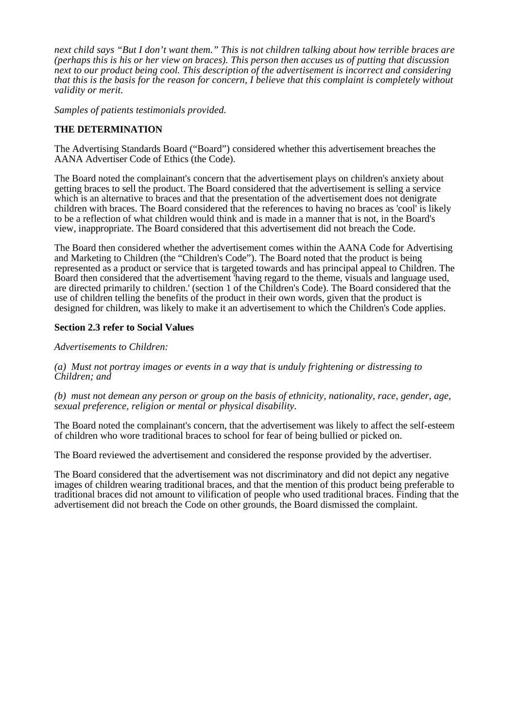*next child says "But I don't want them." This is not children talking about how terrible braces are (perhaps this is his or her view on braces). This person then accuses us of putting that discussion next to our product being cool. This description of the advertisement is incorrect and considering that this is the basis for the reason for concern, I believe that this complaint is completely without validity or merit.*

*Samples of patients testimonials provided.*

**THE DETERMINATION**

The Advertising Standards Board ("Board") considered whether this advertisement breaches the AANA Advertiser Code of Ethics (the Code).

The Board noted the complainant's concern that the advertisement plays on children's anxiety about getting braces to sell the product. The Board considered that the advertisement is selling a service which is an alternative to braces and that the presentation of the advertisement does not denigrate children with braces. The Board considered that the references to having no braces as 'cool' is likely to be a reflection of what children would think and is made in a manner that is not, in the Board's view, inappropriate. The Board considered that this advertisement did not breach the Code.

The Board then considered whether the advertisement comes within the AANA Code for Advertising and Marketing to Children (the "Children's Code"). The Board noted that the product is being represented as a product or service that is targeted towards and has principal appeal to Children. The Board then considered that the advertisement 'having regard to the theme, visuals and language used, are directed primarily to children.' (section 1 of the Children's Code). The Board considered that the use of children telling the benefits of the product in their own words, given that the product is designed for children, was likely to make it an advertisement to which the Children's Code applies.

**Section 2.3 refer to Social Values**

*Advertisements to Children:*

*(a) Must not portray images or events in a way that is unduly frightening or distressing to Children; and*

*(b) must not demean any person or group on the basis of ethnicity, nationality, race, gender, age, sexual preference, religion or mental or physical disability.*

The Board noted the complainant's concern, that the advertisement was likely to affect the self-esteem of children who wore traditional braces to school for fear of being bullied or picked on.

The Board reviewed the advertisement and considered the response provided by the advertiser.

The Board considered that the advertisement was not discriminatory and did not depict any negative images of children wearing traditional braces, and that the mention of this product being preferable to traditional braces did not amount to vilification of people who used traditional braces. Finding that the advertisement did not breach the Code on other grounds, the Board dismissed the complaint.